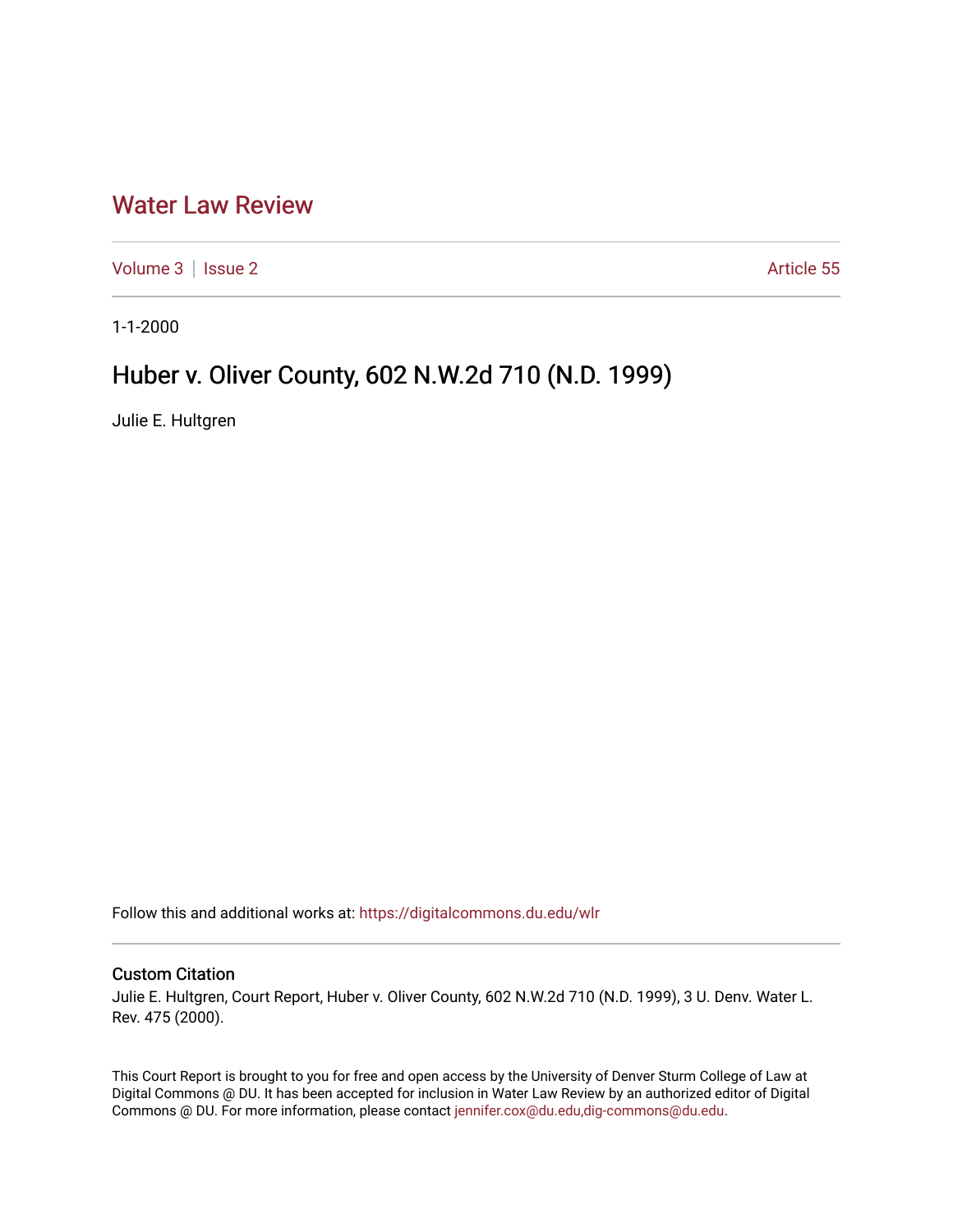# Water Law Review

Volume 3 | Issue 2 Article 55

1-1-2000

## Huber v. Oliver County, 602 N.W.2d 710 (N.D. 1999)

Julie E. Hultgren

Follow this and additional works at: https://digitalcommons.du.edu/wlr

### Custom Citation

Julie E. Hultgren, Court Report, Huber v. Oliver County, 602 N.W.2d 710 (N.D. 1999), 3 U. Denv. Water L. Rev. 475 (2000).

This Court Report is brought to you for free and open access by the University of Denver Sturm College of Law at Digital Commons @ DU. It has been accepted for inclusion in Water Law Review by an authorized editor of Digital Commons @ DU. For more information, please contact jennifer.cox@du.edu,dig-commons@du.edu.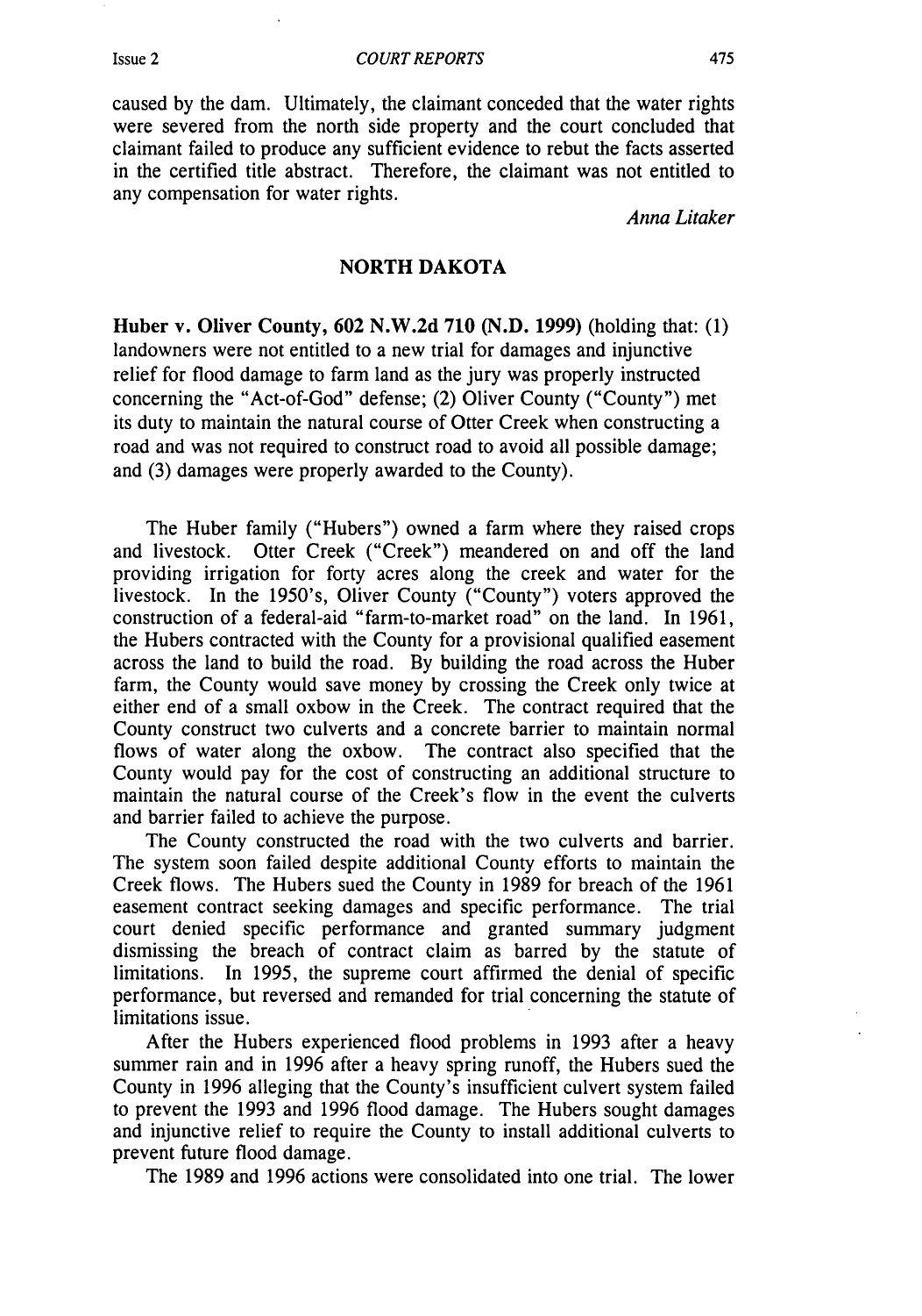caused by the dam. Ultimately, the claimant conceded that the water rights were severed from the north side property and the court concluded that claimant failed to produce any sufficient evidence to rebut the facts asserted in the certified title abstract. Therefore, the claimant was not entitled to any compensation for water rights.

*Anna Litaker*

## NORTH DAKOTA

**Huber v. Oliver County, 602 N.W.2d 710 (N.D. 1999)** (holding that: (1) landowners were not entitled to a new trial for damages and injunctive relief for flood damage to farm land as the jury was properly instructed concerning the "Act-of-God" defense; (2) Oliver County ("County") met its duty to maintain the natural course of Otter Creek when constructing a road and was not required to construct road to avoid all possible damage; and (3) damages were properly awarded to the County).

The Huber family ("Hubers") owned a farm where they raised crops and livestock. Otter Creek ("Creek") meandered on and off the land providing irrigation for forty acres along the creek and water for the livestock. In the 1950's, Oliver County ("County") voters approved the construction of a federal-aid "farm-to-market road" on the land. In 1961, the Hubers contracted with the County for a provisional qualified easement across the land to build the road. By building the road across the Huber farm, the County would save money by crossing the Creek only twice at either end of a small oxbow in the Creek. The contract required that the County construct two culverts and a concrete barrier to maintain normal flows of water along the oxbow. The contract also specified that the County would pay for the cost of constructing an additional structure to maintain the natural course of the Creek's flow in the event the culverts and barrier failed to achieve the purpose.

The County constructed the road with the two culverts and barrier. The system soon failed despite additional County efforts to maintain the Creek flows. The Hubers sued the County in 1989 for breach of the 1961 easement contract seeking damages and specific performance. The trial court denied specific performance and granted summary judgment dismissing the breach of contract claim as barred by the statute of limitations. In 1995, the supreme court affirmed the denial of specific performance, but reversed and remanded for trial concerning the statute of limitations issue.

After the Hubers experienced flood problems in 1993 after a heavy summer rain and in 1996 after a heavy spring runoff, the Hubers sued the County in 1996 alleging that the County's insufficient culvert system failed to prevent the 1993 and 1996 flood damage. The Hubers sought damages and injunctive relief to require the County to install additional culverts to prevent future flood damage.

The 1989 and 1996 actions were consolidated into one trial. The lower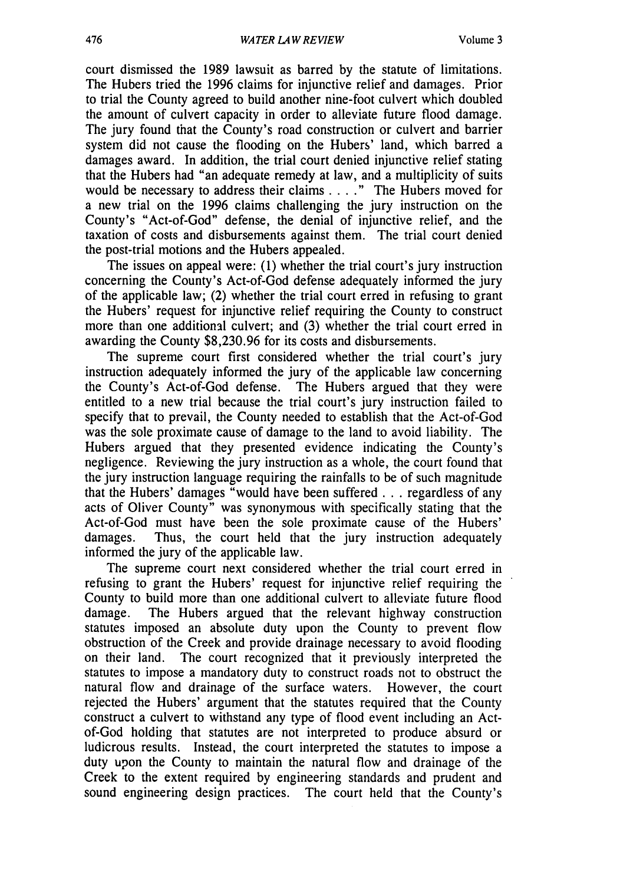court dismissed the 1989 lawsuit as barred by the statute of limitations. The Hubers tried the 1996 claims for injunctive relief and damages. Prior to trial the County agreed to build another nine-foot culvert which doubled the amount of culvert capacity in order to alleviate future flood damage. The jury found that the County's road construction or culvert and barrier system did not cause the flooding on the Hubers' land, which barred a damages award. In addition, the trial court denied injunctive relief stating that the Hubers had "an adequate remedy at law, and a multiplicity of suits would be necessary to address their claims . . . ." The Hubers moved for a new trial on the 1996 claims challenging the jury instruction on the County's "Act-of-God" defense, the denial of injunctive relief, and the taxation of costs and disbursements against them. The trial court denied the post-trial motions and the Hubers appealed.

The issues on appeal were: (1) whether the trial court's jury instruction concerning the County's Act-of-God defense adequately informed the jury of the applicable law; (2) whether the trial court erred in refusing to grant the Hubers' request for injunctive relief requiring the County to construct more than one additional culvert; and (3) whether the trial court erred in awarding the County $8,230.96 for its costs and disbursements.

The supreme court first considered whether the trial court's jury instruction adequately informed the jury of the applicable law concerning the County's Act-of-God defense. The Hubers argued that they were entitled to a new trial because the trial court's jury instruction failed to specify that to prevail, the County needed to establish that the Act-of-God was the sole proximate cause of damage to the land to avoid liability. The Hubers argued that they presented evidence indicating the County's negligence. Reviewing the jury instruction as a whole, the court found that the jury instruction language requiring the rainfalls to be of such magnitude that the Hubers' damages "would have been suffered . . . regardless of any acts of Oliver County" was synonymous with specifically stating that the Act-of-God must have been the sole proximate cause of the Hubers' damages. Thus, the court held that the jury instruction adequately informed the jury of the applicable law.

The supreme court next considered whether the trial court erred in refusing to grant the Hubers' request for injunctive relief requiring the County to build more than one additional culvert to alleviate future flood damage. The Hubers argued that the relevant highway construction statutes imposed an absolute duty upon the County to prevent flow obstruction of the Creek and provide drainage necessary to avoid flooding on their land. The court recognized that it previously interpreted the statutes to impose a mandatory duty to construct roads not to obstruct the natural flow and drainage of the surface waters. However, the court rejected the Hubers' argument that the statutes required that the County construct a culvert to withstand any type of flood event including an Act-of-God holding that statutes are not interpreted to produce absurd or ludicrous results. Instead, the court interpreted the statutes to impose a duty upon the County to maintain the natural flow and drainage of the Creek to the extent required by engineering standards and prudent and sound engineering design practices. The court held that the County's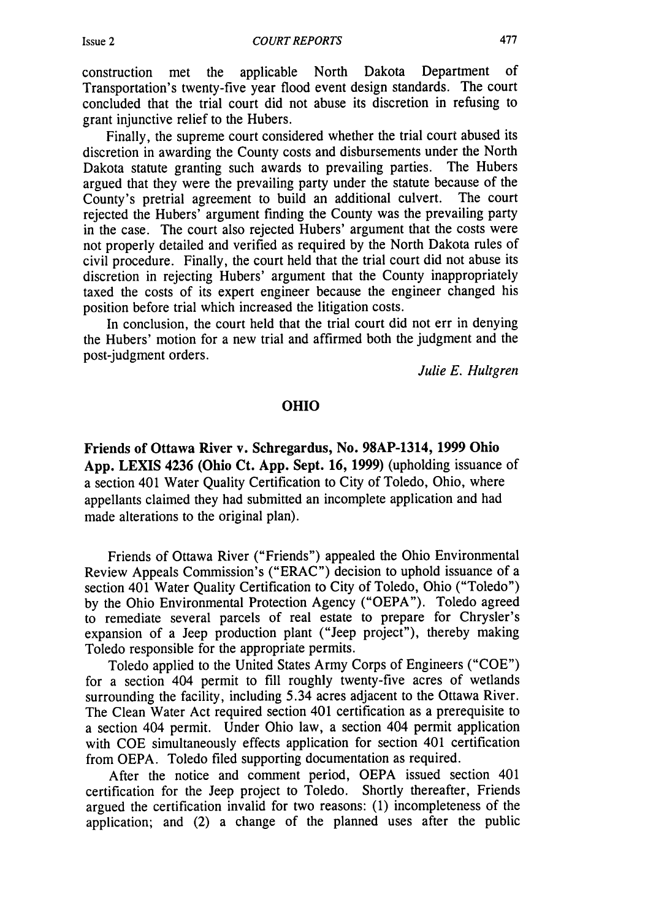construction met the applicable North Dakota Department of Transportation's twenty-five year flood event design standards. The court concluded that the trial court did not abuse its discretion in refusing to grant injunctive relief to the Hubers.

Finally, the supreme court considered whether the trial court abused its discretion in awarding the County costs and disbursements under the North Dakota statute granting such awards to prevailing parties. The Hubers argued that they were the prevailing party under the statute because of the County's pretrial agreement to build an additional culvert. The court rejected the Hubers' argument finding the County was the prevailing party in the case. The court also rejected Hubers' argument that the costs were not properly detailed and verified as required by the North Dakota rules of civil procedure. Finally, the court held that the trial court did not abuse its discretion in rejecting Hubers' argument that the County inappropriately taxed the costs of its expert engineer because the engineer changed his position before trial which increased the litigation costs.

In conclusion, the court held that the trial court did not err in denying the Hubers' motion for a new trial and affirmed both the judgment and the post-judgment orders.

*Julie E. Hultgren*

## OHIO

**Friends of Ottawa River v. Schregardus, No. 98AP-1314, 1999 Ohio App. LEXIS 4236 (Ohio Ct. App. Sept. 16, 1999)** (upholding issuance of a section 401 Water Quality Certification to City of Toledo, Ohio, where appellants claimed they had submitted an incomplete application and had made alterations to the original plan).

Friends of Ottawa River ("Friends") appealed the Ohio Environmental Review Appeals Commission's ("ERAC") decision to uphold issuance of a section 401 Water Quality Certification to City of Toledo, Ohio ("Toledo") by the Ohio Environmental Protection Agency ("OEPA"). Toledo agreed to remediate several parcels of real estate to prepare for Chrysler's expansion of a Jeep production plant ("Jeep project"), thereby making Toledo responsible for the appropriate permits.

Toledo applied to the United States Army Corps of Engineers ("COE") for a section 404 permit to fill roughly twenty-five acres of wetlands surrounding the facility, including 5.34 acres adjacent to the Ottawa River. The Clean Water Act required section 401 certification as a prerequisite to a section 404 permit. Under Ohio law, a section 404 permit application with COE simultaneously effects application for section 401 certification from OEPA. Toledo filed supporting documentation as required.

After the notice and comment period, OEPA issued section 401 certification for the Jeep project to Toledo. Shortly thereafter, Friends argued the certification invalid for two reasons: (1) incompleteness of the application; and (2) a change of the planned uses after the public